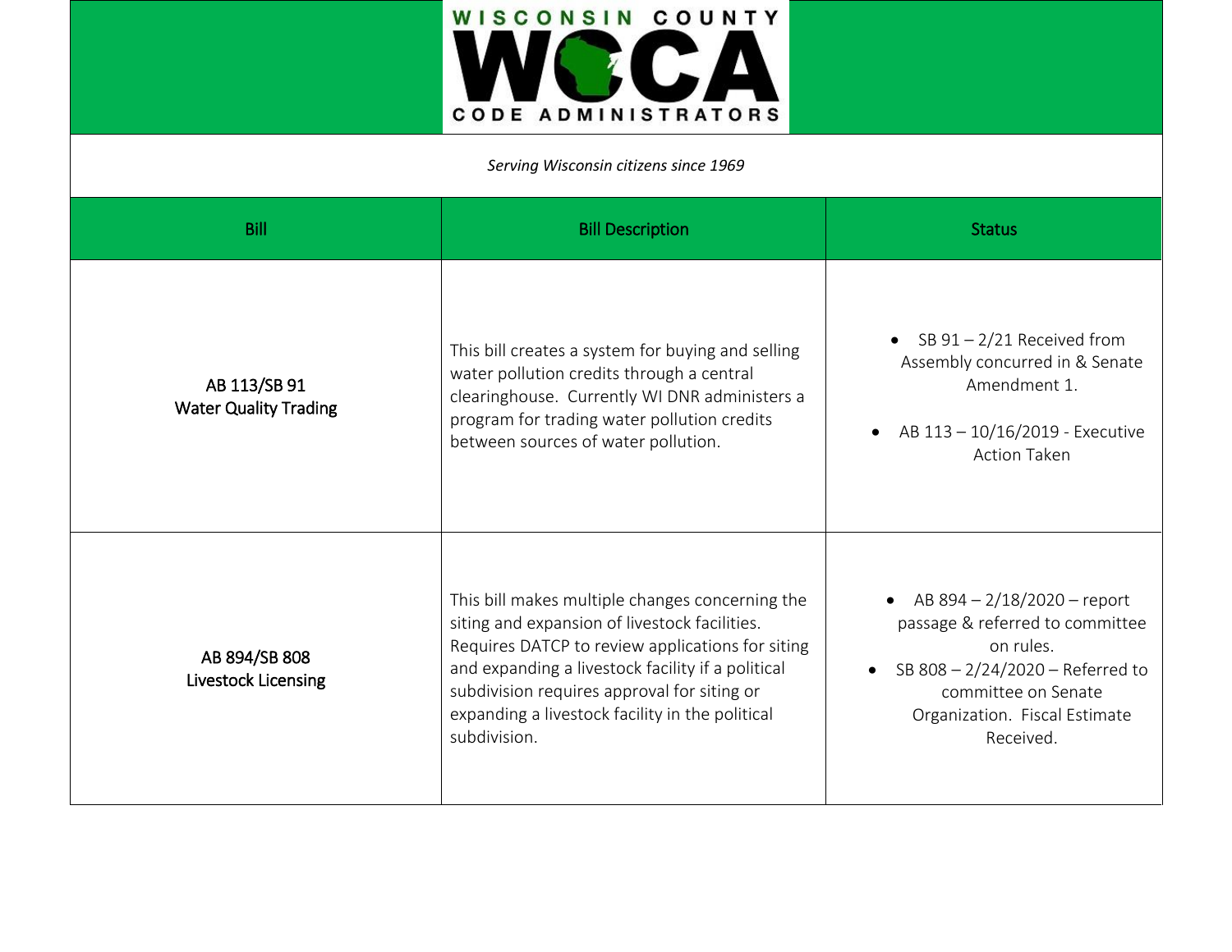# WISCONSIN COUNTY WCCA CODE ADMINISTRATORS

*Serving Wisconsin citizens since 1969*

| Bill | Bill Description | Status |
|---|---|---|
| AB 113/SB 91<br>Water Quality Trading | This bill creates a system for buying and selling water pollution credits through a central clearinghouse. Currently WI DNR administers a program for trading water pollution credits between sources of water pollution. | • SB 91 – 2/21 Received from Assembly concurred in & Senate Amendment 1.<br>• AB 113 – 10/16/2019 - Executive Action Taken |
| AB 894/SB 808<br>Livestock Licensing | This bill makes multiple changes concerning the siting and expansion of livestock facilities. Requires DATCP to review applications for siting and expanding a livestock facility if a political subdivision requires approval for siting or expanding a livestock facility in the political subdivision. | • AB 894 – 2/18/2020 – report passage & referred to committee on rules.<br>• SB 808 – 2/24/2020 – Referred to committee on Senate Organization. Fiscal Estimate Received. |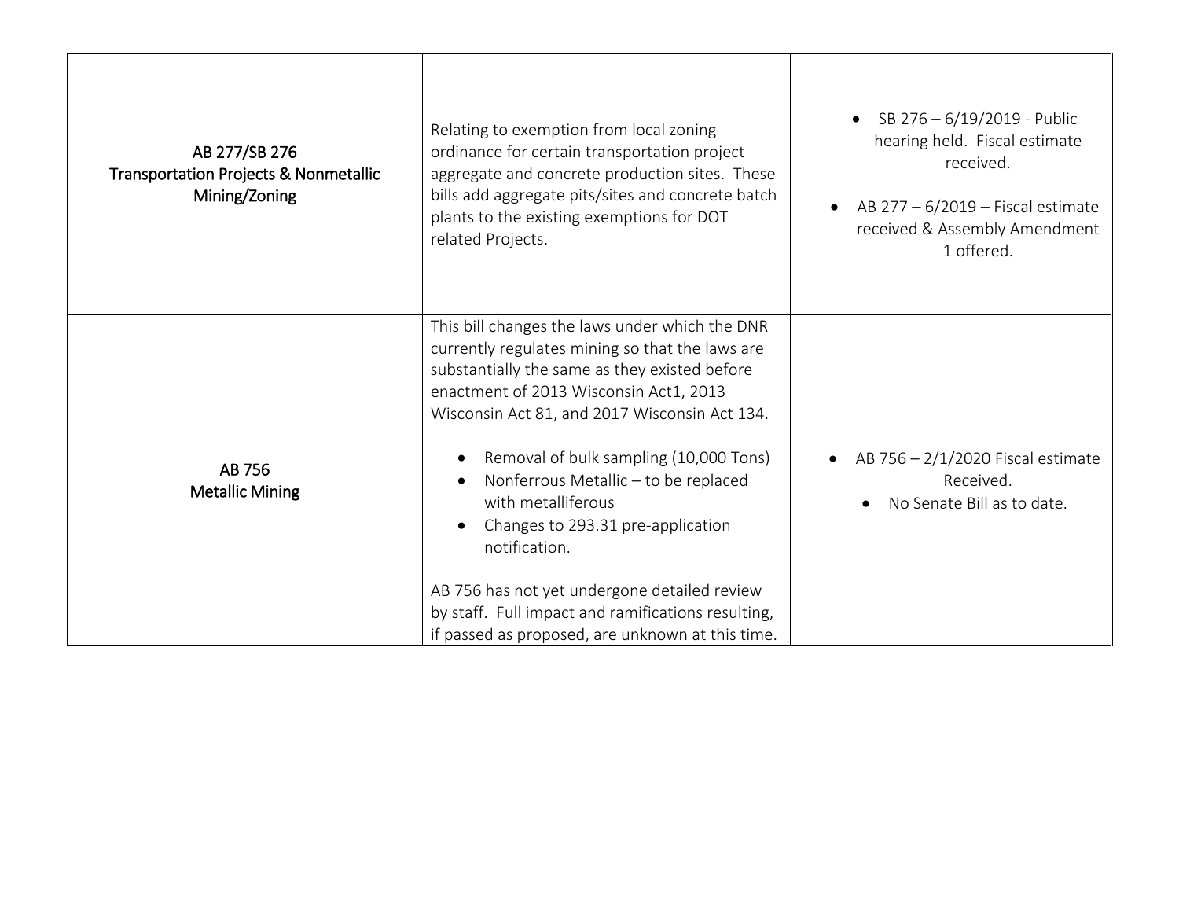| | | |
|---|---|---|
| AB 277/SB 276<br>Transportation Projects & Nonmetallic Mining/Zoning | Relating to exemption from local zoning ordinance for certain transportation project aggregate and concrete production sites. These bills add aggregate pits/sites and concrete batch plants to the existing exemptions for DOT related Projects. | • SB 276 – 6/19/2019 - Public hearing held. Fiscal estimate received.<br><br>• AB 277 – 6/2019 – Fiscal estimate received & Assembly Amendment 1 offered. |
| AB 756<br>Metallic Mining | This bill changes the laws under which the DNR currently regulates mining so that the laws are substantially the same as they existed before enactment of 2013 Wisconsin Act1, 2013 Wisconsin Act 81, and 2017 Wisconsin Act 134.<br><br>• Removal of bulk sampling (10,000 Tons)<br>• Nonferrous Metallic – to be replaced with metalliferous<br>• Changes to 293.31 pre-application notification.<br><br>AB 756 has not yet undergone detailed review by staff. Full impact and ramifications resulting, if passed as proposed, are unknown at this time. | • AB 756 – 2/1/2020 Fiscal estimate Received.<br>• No Senate Bill as to date. |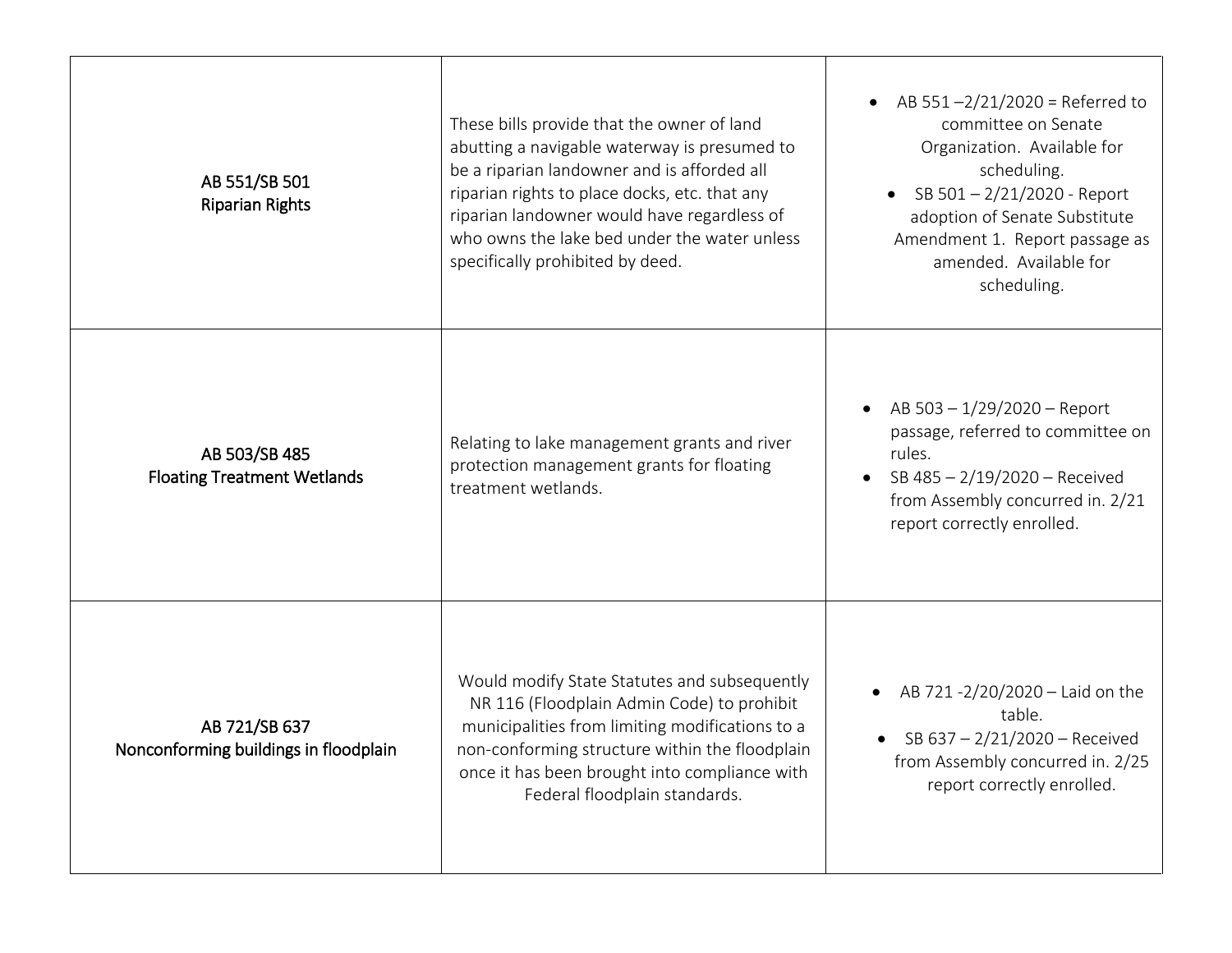| | | |
|---|---|---|
| AB 551/SB 501<br>Riparian Rights | These bills provide that the owner of land abutting a navigable waterway is presumed to be a riparian landowner and is afforded all riparian rights to place docks, etc. that any riparian landowner would have regardless of who owns the lake bed under the water unless specifically prohibited by deed. | • AB 551 –2/21/2020 = Referred to committee on Senate Organization. Available for scheduling.<br>• SB 501 – 2/21/2020 - Report adoption of Senate Substitute Amendment 1. Report passage as amended. Available for scheduling. |
| AB 503/SB 485<br>Floating Treatment Wetlands | Relating to lake management grants and river protection management grants for floating treatment wetlands. | • AB 503 – 1/29/2020 – Report passage, referred to committee on rules.<br>• SB 485 – 2/19/2020 – Received from Assembly concurred in. 2/21 report correctly enrolled. |
| AB 721/SB 637<br>Nonconforming buildings in floodplain | Would modify State Statutes and subsequently NR 116 (Floodplain Admin Code) to prohibit municipalities from limiting modifications to a non-conforming structure within the floodplain once it has been brought into compliance with Federal floodplain standards. | • AB 721 -2/20/2020 – Laid on the table.<br>• SB 637 – 2/21/2020 – Received from Assembly concurred in. 2/25 report correctly enrolled. |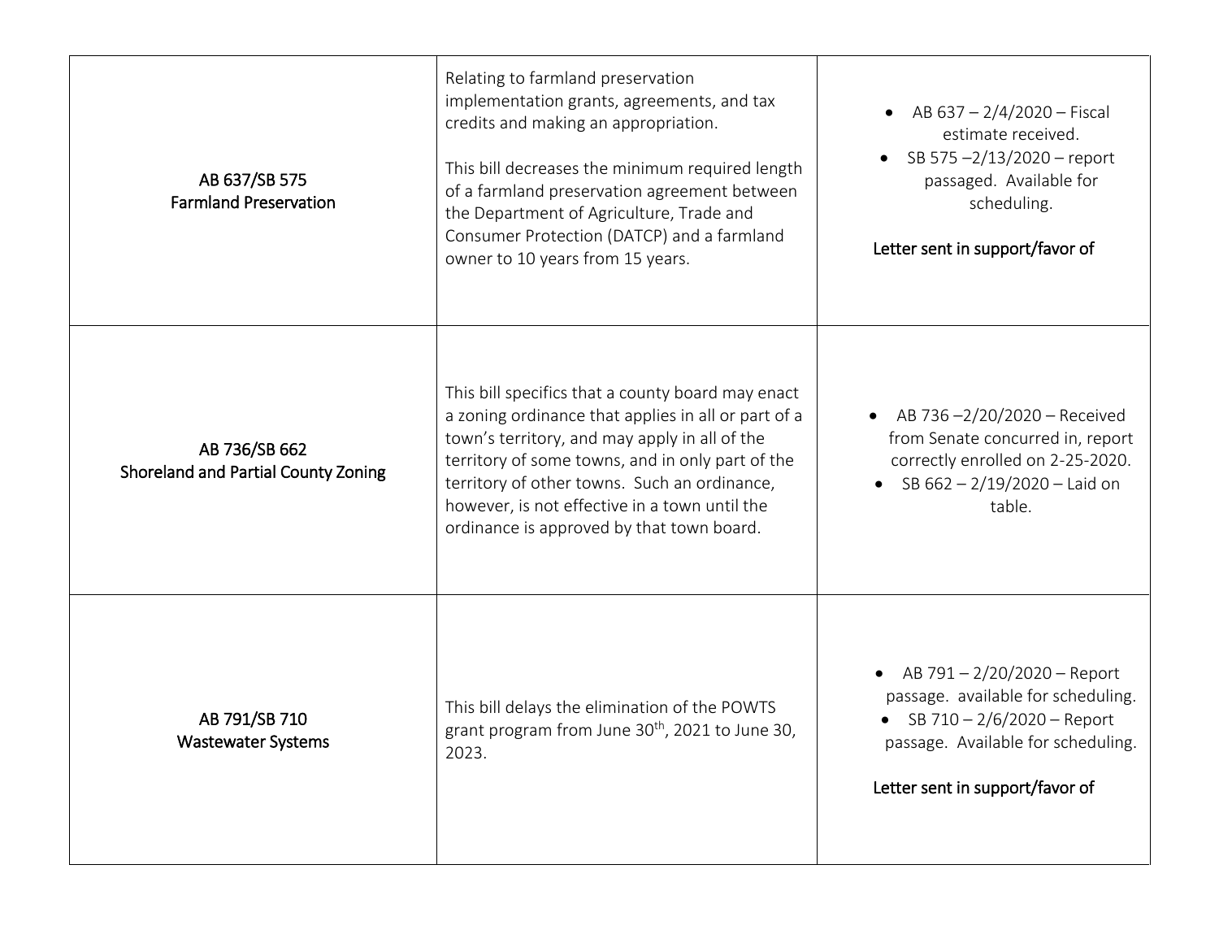| | | |
|---|---|---|
| AB 637/SB 575<br>Farmland Preservation | Relating to farmland preservation implementation grants, agreements, and tax credits and making an appropriation.<br><br>This bill decreases the minimum required length of a farmland preservation agreement between the Department of Agriculture, Trade and Consumer Protection (DATCP) and a farmland owner to 10 years from 15 years. | • AB 637 – 2/4/2020 – Fiscal estimate received.<br>• SB 575 –2/13/2020 – report passaged. Available for scheduling.<br><br>Letter sent in support/favor of |
| AB 736/SB 662<br>Shoreland and Partial County Zoning | This bill specifics that a county board may enact a zoning ordinance that applies in all or part of a town's territory, and may apply in all of the territory of some towns, and in only part of the territory of other towns. Such an ordinance, however, is not effective in a town until the ordinance is approved by that town board. | • AB 736 –2/20/2020 – Received from Senate concurred in, report correctly enrolled on 2-25-2020.<br>• SB 662 – 2/19/2020 – Laid on table. |
| AB 791/SB 710<br>Wastewater Systems | This bill delays the elimination of the POWTS grant program from June 30th, 2021 to June 30, 2023. | • AB 791 – 2/20/2020 – Report passage. available for scheduling.<br>• SB 710 – 2/6/2020 – Report passage. Available for scheduling.<br><br>Letter sent in support/favor of |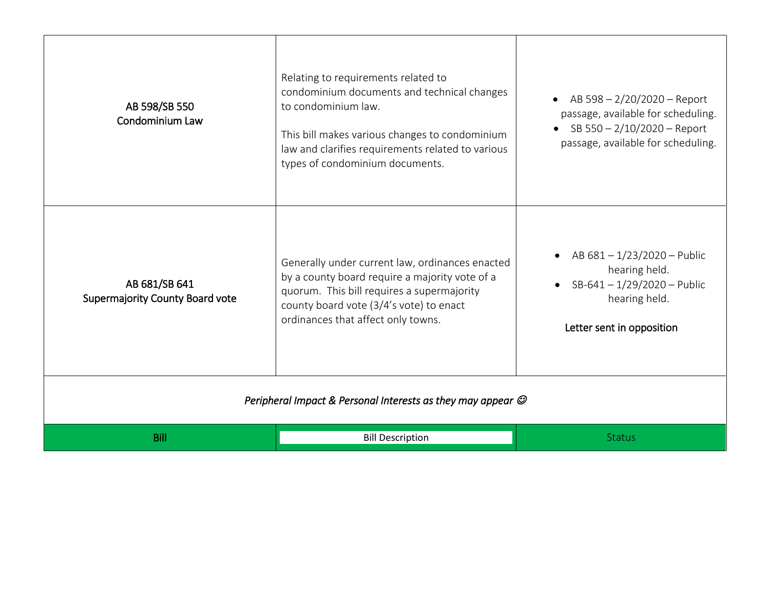| | | |
|---|---|---|
| AB 598/SB 550<br>Condominium Law | Relating to requirements related to condominium documents and technical changes to condominium law.<br><br>This bill makes various changes to condominium law and clarifies requirements related to various types of condominium documents. | • AB 598 – 2/20/2020 – Report passage, available for scheduling.<br>• SB 550 – 2/10/2020 – Report passage, available for scheduling. |
| AB 681/SB 641<br>Supermajority County Board vote | Generally under current law, ordinances enacted by a county board require a majority vote of a quorum. This bill requires a supermajority county board vote (3/4's vote) to enact ordinances that affect only towns. | • AB 681 – 1/23/2020 – Public hearing held.<br>• SB-641 – 1/29/2020 – Public hearing held.<br><br>Letter sent in opposition |

*Peripheral Impact & Personal Interests as they may appear ☺*

| Bill | Bill Description | Status |
|---|---|---|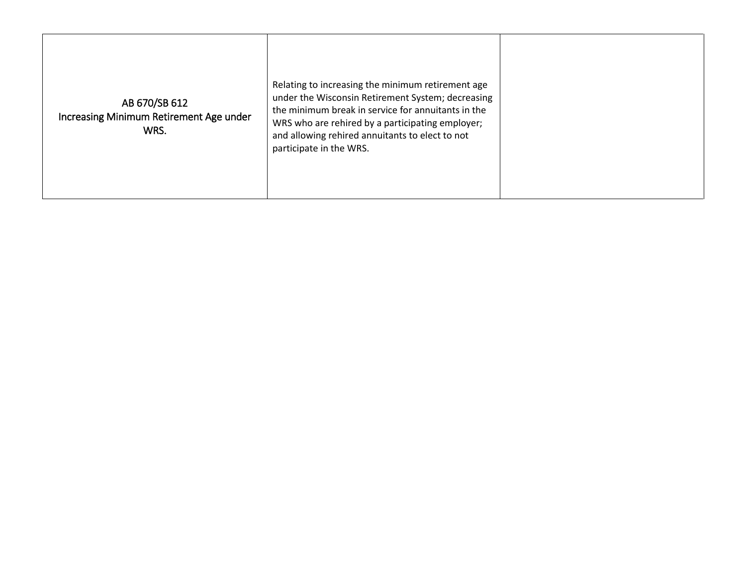| | | |
|---|---|---|
| AB 670/SB 612<br>Increasing Minimum Retirement Age under WRS. | Relating to increasing the minimum retirement age under the Wisconsin Retirement System; decreasing the minimum break in service for annuitants in the WRS who are rehired by a participating employer; and allowing rehired annuitants to elect to not participate in the WRS. | |